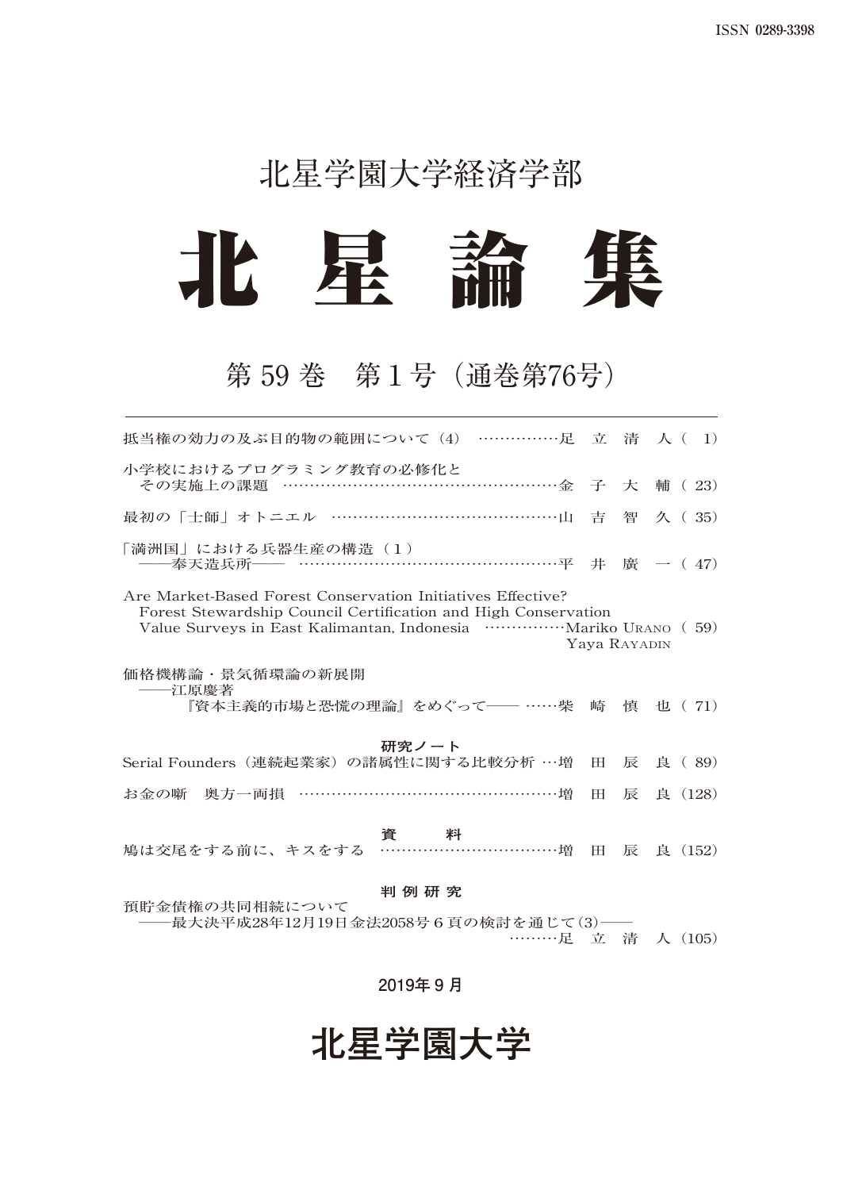ISSN 0289-3398

北星学園大学経済学部

# 北 星 論 集

## 第 59 巻　第 1 号（通巻第76号）

抵当権の効力の及ぶ目的物の範囲について（4）……………足　立　清　人（ 1）

小学校におけるプログラミング教育の必修化と
　その実施上の課題 ………………………………………………金　子　大　輔（ 23）

最初の「士師」オトニエル ……………………………………山　吉　智　久（ 35）

「満洲国」における兵器生産の構造（1）
　――奉天造兵所―― …………………………………………平　井　廣　一（ 47）

Are Market-Based Forest Conservation Initiatives Effective?
　Forest Stewardship Council Certification and High Conservation
　Value Surveys in East Kalimantan, Indonesia ……………Mariko URANO（ 59）
　Yaya RAYADIN

価格機構論・景気循環論の新展開
　――江原慶著
　　『資本主義的市場と恐慌の理論』をめぐって―― ……柴　崎　慎　也（ 71）

**研究ノート**

Serial Founders（連続起業家）の諸属性に関する比較分析 …増　田　辰　良（ 89）

お金の噺　奥方一両損 …………………………………………増　田　辰　良（128）

**資　　料**

鳩は交尾をする前に、キスをする ……………………………増　田　辰　良（152）

**判 例 研 究**

預貯金債権の共同相続について
　――最大決平成28年12月19日金法2058号 6 頁の検討を通じて（3）――
　………足　立　清　人（105）

2019年 9 月

北星学園大学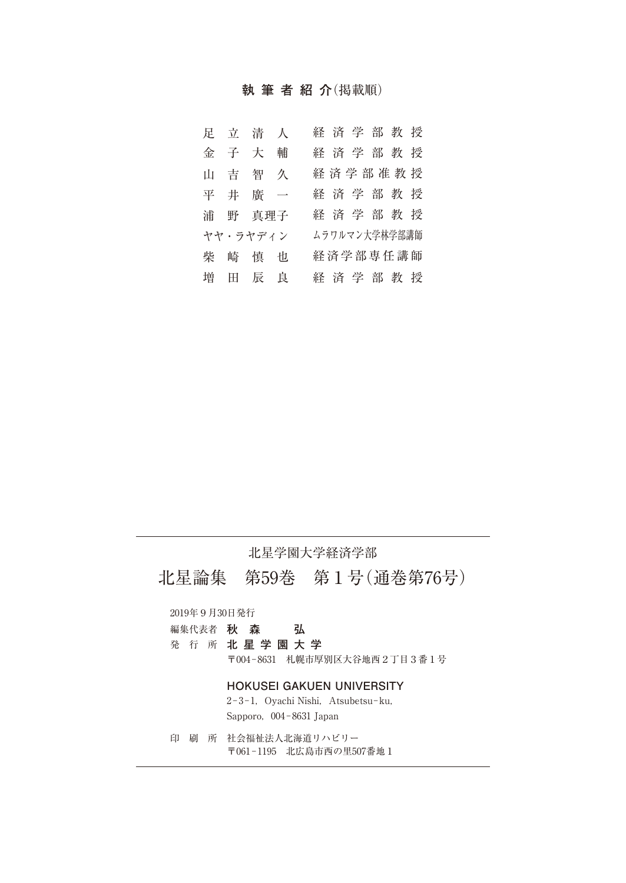## 執筆者紹介（掲載順）

| | |
|---|---|
| 足立清人 | 経済学部教授 |
| 金子大輔 | 経済学部教授 |
| 山吉智久 | 経済学部准教授 |
| 平井廣一 | 経済学部教授 |
| 浦野真理子 | 経済学部教授 |
| ヤヤ・ラヤディン | ムラワルマン大学林学部講師 |
| 柴崎慎也 | 経済学部専任講師 |
| 増田辰良 | 経済学部教授 |

---

北星学園大学経済学部

# 北星論集　第59巻　第１号（通巻第76号）

2019年９月30日発行

編集代表者　**秋森　弘**

発行所　**北星学園大学**

〒004-8631　札幌市厚別区大谷地西２丁目３番１号

**HOKUSEI GAKUEN UNIVERSITY**

2-3-1, Oyachi Nishi, Atsubetsu-ku,
Sapporo, 004-8631 Japan

印刷所　社会福祉法人北海道リハビリー

〒061-1195　北広島市西の里507番地１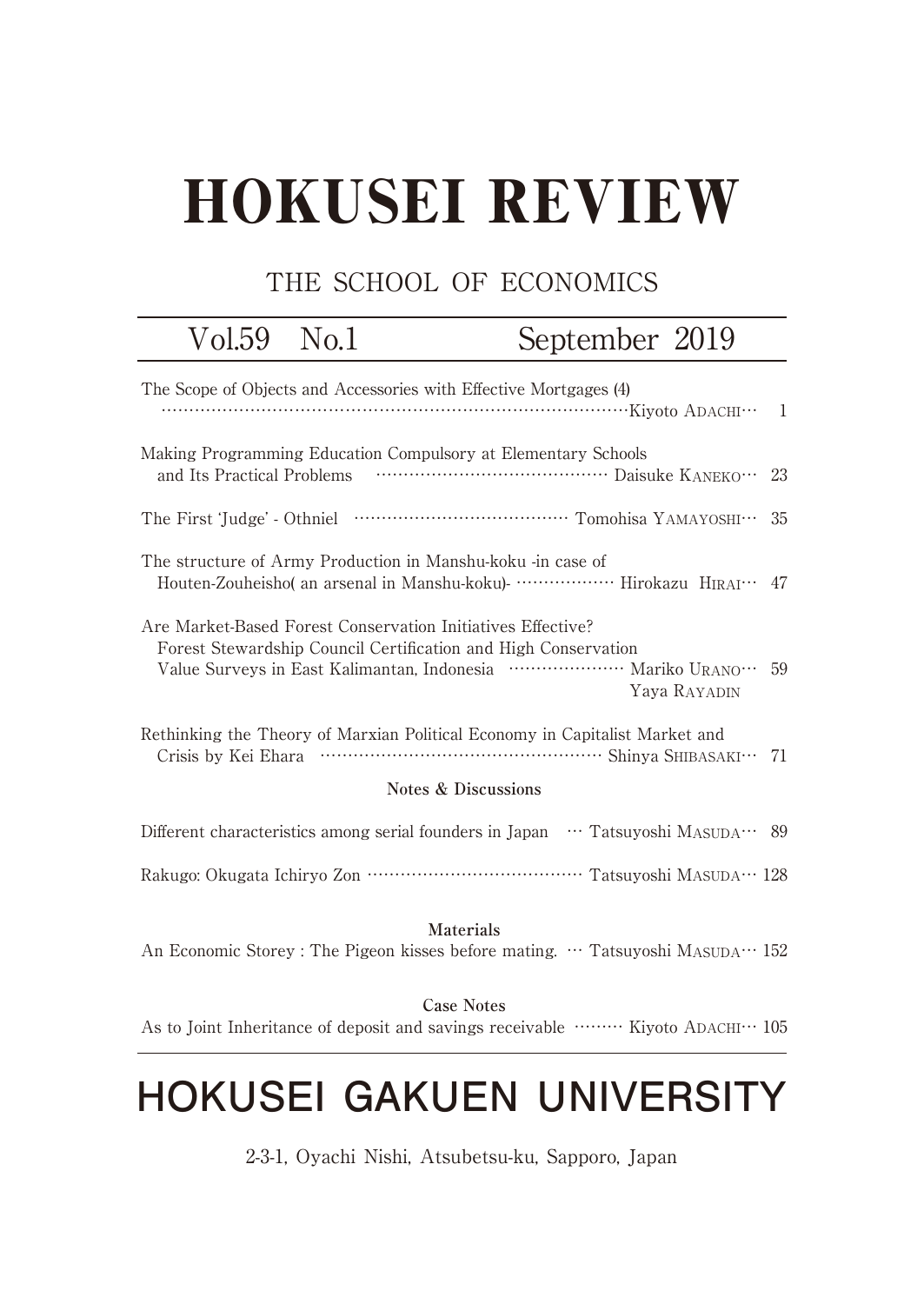# HOKUSEI REVIEW

## THE SCHOOL OF ECONOMICS

Vol.59 No.1 September 2019

The Scope of Objects and Accessories with Effective Mortgages (4) ……………………………………………………Kiyoto ADACHI… 1

Making Programming Education Compulsory at Elementary Schools and Its Practical Problems …………………………………… Daisuke KANEKO… 23

The First 'Judge' - Othniel ………………………………… Tomohisa YAMAYOSHI… 35

The structure of Army Production in Manshu-koku -in case of Houten-Zouheisho( an arsenal in Manshu-koku)- ……………… Hirokazu HIRAI… 47

Are Market-Based Forest Conservation Initiatives Effective? Forest Stewardship Council Certification and High Conservation Value Surveys in East Kalimantan, Indonesia ………………… Mariko URANO… 59
Yaya RAYADIN

Rethinking the Theory of Marxian Political Economy in Capitalist Market and Crisis by Kei Ehara …………………………………………… Shinya SHIBASAKI… 71

**Notes & Discussions**

Different characteristics among serial founders in Japan … Tatsuyoshi MASUDA… 89

Rakugo: Okugata Ichiryo Zon ………………………………… Tatsuyoshi MASUDA… 128

**Materials**

An Economic Storey : The Pigeon kisses before mating. … Tatsuyoshi MASUDA… 152

**Case Notes**

As to Joint Inheritance of deposit and savings receivable ……… Kiyoto ADACHI… 105

# HOKUSEI GAKUEN UNIVERSITY

2-3-1, Oyachi Nishi, Atsubetsu-ku, Sapporo, Japan